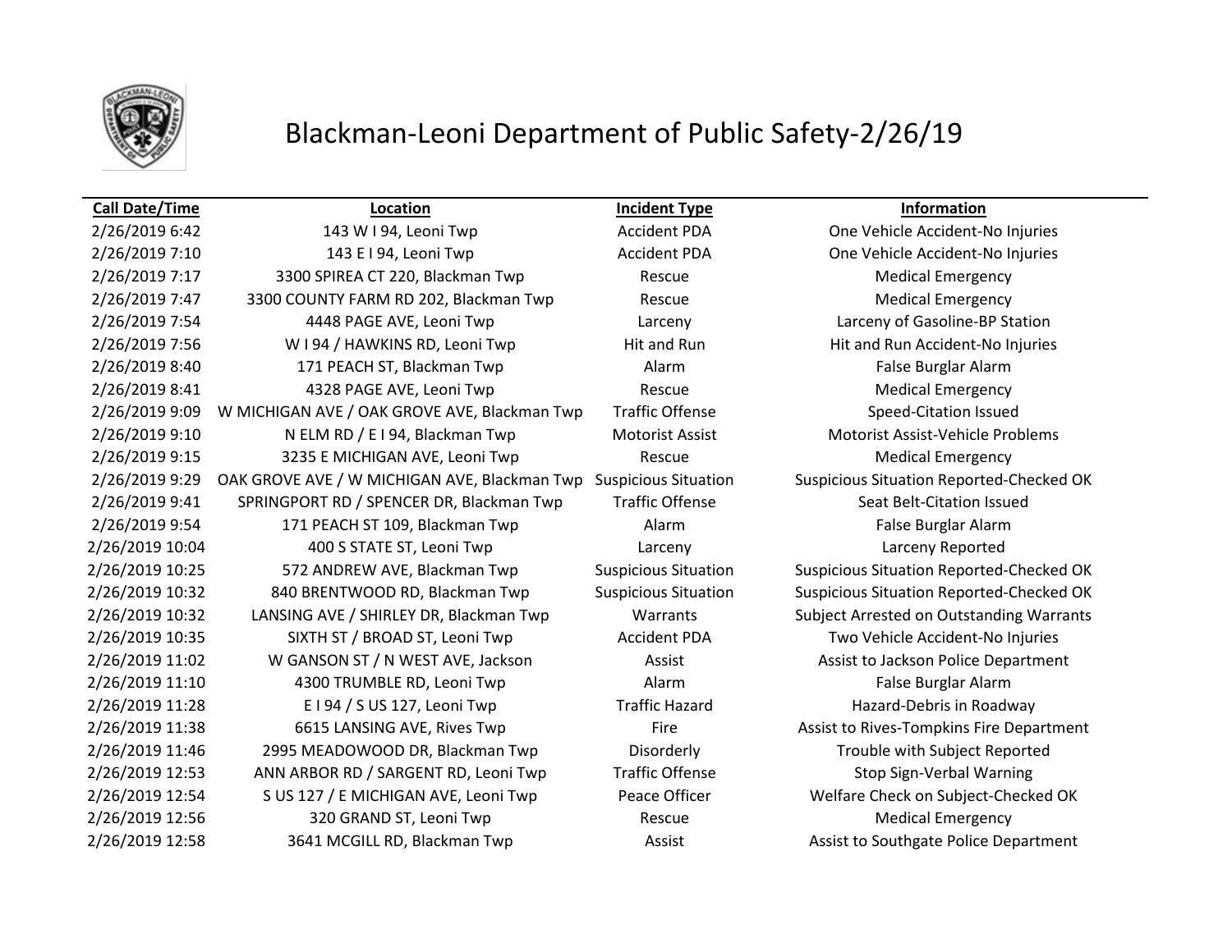# Blackman-Leoni Department of Public Safety-2/26/19

| Call Date/Time | Location | Incident Type | Information |
|---|---|---|---|
| 2/26/2019 6:42 | 143 W I 94, Leoni Twp | Accident PDA | One Vehicle Accident-No Injuries |
| 2/26/2019 7:10 | 143 E I 94, Leoni Twp | Accident PDA | One Vehicle Accident-No Injuries |
| 2/26/2019 7:17 | 3300 SPIREA CT 220, Blackman Twp | Rescue | Medical Emergency |
| 2/26/2019 7:47 | 3300 COUNTY FARM RD 202, Blackman Twp | Rescue | Medical Emergency |
| 2/26/2019 7:54 | 4448 PAGE AVE, Leoni Twp | Larceny | Larceny of Gasoline-BP Station |
| 2/26/2019 7:56 | W I 94 / HAWKINS RD, Leoni Twp | Hit and Run | Hit and Run Accident-No Injuries |
| 2/26/2019 8:40 | 171 PEACH ST, Blackman Twp | Alarm | False Burglar Alarm |
| 2/26/2019 8:41 | 4328 PAGE AVE, Leoni Twp | Rescue | Medical Emergency |
| 2/26/2019 9:09 | W MICHIGAN AVE / OAK GROVE AVE, Blackman Twp | Traffic Offense | Speed-Citation Issued |
| 2/26/2019 9:10 | N ELM RD / E I 94, Blackman Twp | Motorist Assist | Motorist Assist-Vehicle Problems |
| 2/26/2019 9:15 | 3235 E MICHIGAN AVE, Leoni Twp | Rescue | Medical Emergency |
| 2/26/2019 9:29 | OAK GROVE AVE / W MICHIGAN AVE, Blackman Twp | Suspicious Situation | Suspicious Situation Reported-Checked OK |
| 2/26/2019 9:41 | SPRINGPORT RD / SPENCER DR, Blackman Twp | Traffic Offense | Seat Belt-Citation Issued |
| 2/26/2019 9:54 | 171 PEACH ST 109, Blackman Twp | Alarm | False Burglar Alarm |
| 2/26/2019 10:04 | 400 S STATE ST, Leoni Twp | Larceny | Larceny Reported |
| 2/26/2019 10:25 | 572 ANDREW AVE, Blackman Twp | Suspicious Situation | Suspicious Situation Reported-Checked OK |
| 2/26/2019 10:32 | 840 BRENTWOOD RD, Blackman Twp | Suspicious Situation | Suspicious Situation Reported-Checked OK |
| 2/26/2019 10:32 | LANSING AVE / SHIRLEY DR, Blackman Twp | Warrants | Subject Arrested on Outstanding Warrants |
| 2/26/2019 10:35 | SIXTH ST / BROAD ST, Leoni Twp | Accident PDA | Two Vehicle Accident-No Injuries |
| 2/26/2019 11:02 | W GANSON ST / N WEST AVE, Jackson | Assist | Assist to Jackson Police Department |
| 2/26/2019 11:10 | 4300 TRUMBLE RD, Leoni Twp | Alarm | False Burglar Alarm |
| 2/26/2019 11:28 | E I 94 / S US 127, Leoni Twp | Traffic Hazard | Hazard-Debris in Roadway |
| 2/26/2019 11:38 | 6615 LANSING AVE, Rives Twp | Fire | Assist to Rives-Tompkins Fire Department |
| 2/26/2019 11:46 | 2995 MEADOWOOD DR, Blackman Twp | Disorderly | Trouble with Subject Reported |
| 2/26/2019 12:53 | ANN ARBOR RD / SARGENT RD, Leoni Twp | Traffic Offense | Stop Sign-Verbal Warning |
| 2/26/2019 12:54 | S US 127 / E MICHIGAN AVE, Leoni Twp | Peace Officer | Welfare Check on Subject-Checked OK |
| 2/26/2019 12:56 | 320 GRAND ST, Leoni Twp | Rescue | Medical Emergency |
| 2/26/2019 12:58 | 3641 MCGILL RD, Blackman Twp | Assist | Assist to Southgate Police Department |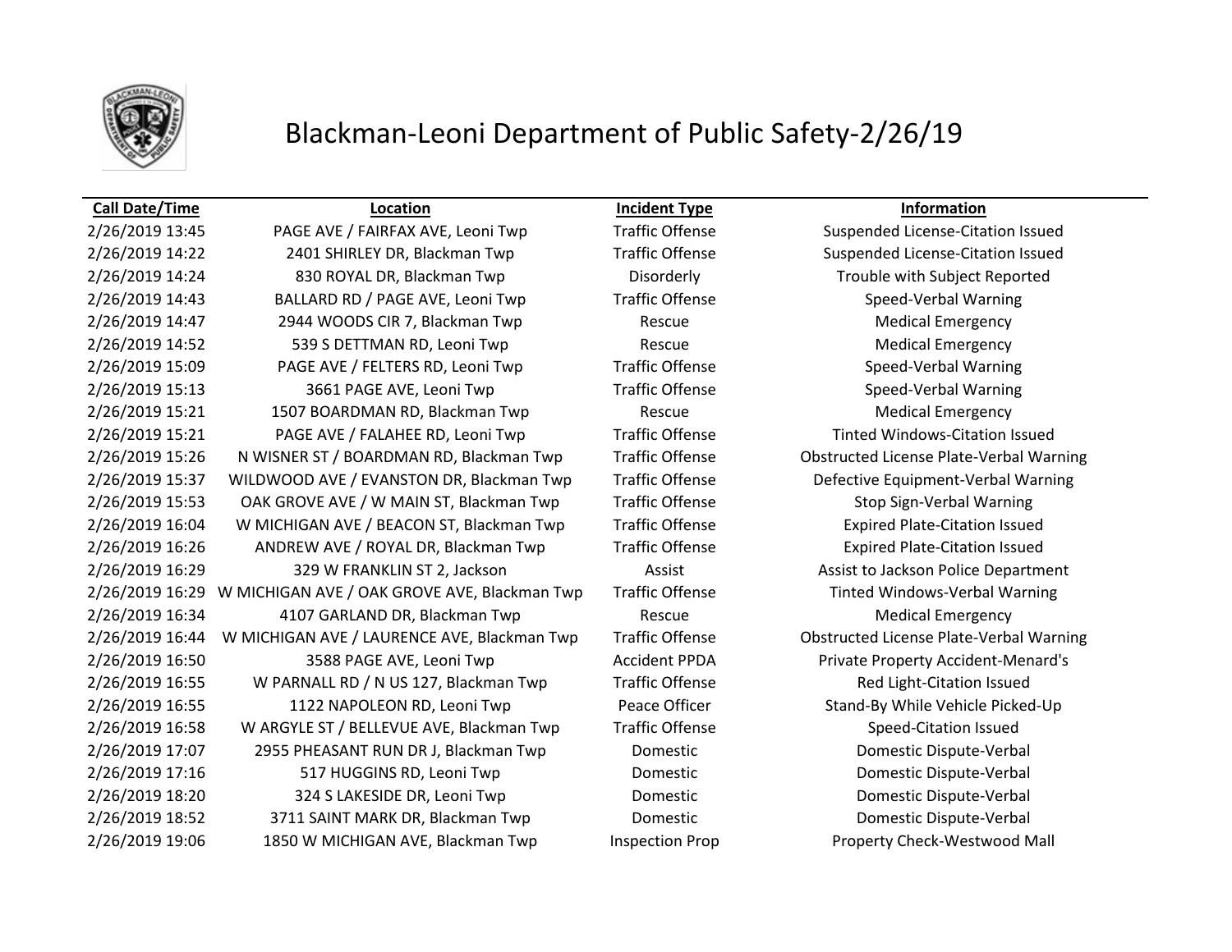# Blackman-Leoni Department of Public Safety-2/26/19

| Call Date/Time | Location | Incident Type | Information |
|---|---|---|---|
| 2/26/2019 13:45 | PAGE AVE / FAIRFAX AVE, Leoni Twp | Traffic Offense | Suspended License-Citation Issued |
| 2/26/2019 14:22 | 2401 SHIRLEY DR, Blackman Twp | Traffic Offense | Suspended License-Citation Issued |
| 2/26/2019 14:24 | 830 ROYAL DR, Blackman Twp | Disorderly | Trouble with Subject Reported |
| 2/26/2019 14:43 | BALLARD RD / PAGE AVE, Leoni Twp | Traffic Offense | Speed-Verbal Warning |
| 2/26/2019 14:47 | 2944 WOODS CIR 7, Blackman Twp | Rescue | Medical Emergency |
| 2/26/2019 14:52 | 539 S DETTMAN RD, Leoni Twp | Rescue | Medical Emergency |
| 2/26/2019 15:09 | PAGE AVE / FELTERS RD, Leoni Twp | Traffic Offense | Speed-Verbal Warning |
| 2/26/2019 15:13 | 3661 PAGE AVE, Leoni Twp | Traffic Offense | Speed-Verbal Warning |
| 2/26/2019 15:21 | 1507 BOARDMAN RD, Blackman Twp | Rescue | Medical Emergency |
| 2/26/2019 15:21 | PAGE AVE / FALAHEE RD, Leoni Twp | Traffic Offense | Tinted Windows-Citation Issued |
| 2/26/2019 15:26 | N WISNER ST / BOARDMAN RD, Blackman Twp | Traffic Offense | Obstructed License Plate-Verbal Warning |
| 2/26/2019 15:37 | WILDWOOD AVE / EVANSTON DR, Blackman Twp | Traffic Offense | Defective Equipment-Verbal Warning |
| 2/26/2019 15:53 | OAK GROVE AVE / W MAIN ST, Blackman Twp | Traffic Offense | Stop Sign-Verbal Warning |
| 2/26/2019 16:04 | W MICHIGAN AVE / BEACON ST, Blackman Twp | Traffic Offense | Expired Plate-Citation Issued |
| 2/26/2019 16:26 | ANDREW AVE / ROYAL DR, Blackman Twp | Traffic Offense | Expired Plate-Citation Issued |
| 2/26/2019 16:29 | 329 W FRANKLIN ST 2, Jackson | Assist | Assist to Jackson Police Department |
| 2/26/2019 16:29 | W MICHIGAN AVE / OAK GROVE AVE, Blackman Twp | Traffic Offense | Tinted Windows-Verbal Warning |
| 2/26/2019 16:34 | 4107 GARLAND DR, Blackman Twp | Rescue | Medical Emergency |
| 2/26/2019 16:44 | W MICHIGAN AVE / LAURENCE AVE, Blackman Twp | Traffic Offense | Obstructed License Plate-Verbal Warning |
| 2/26/2019 16:50 | 3588 PAGE AVE, Leoni Twp | Accident PPDA | Private Property Accident-Menard's |
| 2/26/2019 16:55 | W PARNALL RD / N US 127, Blackman Twp | Traffic Offense | Red Light-Citation Issued |
| 2/26/2019 16:55 | 1122 NAPOLEON RD, Leoni Twp | Peace Officer | Stand-By While Vehicle Picked-Up |
| 2/26/2019 16:58 | W ARGYLE ST / BELLEVUE AVE, Blackman Twp | Traffic Offense | Speed-Citation Issued |
| 2/26/2019 17:07 | 2955 PHEASANT RUN DR J, Blackman Twp | Domestic | Domestic Dispute-Verbal |
| 2/26/2019 17:16 | 517 HUGGINS RD, Leoni Twp | Domestic | Domestic Dispute-Verbal |
| 2/26/2019 18:20 | 324 S LAKESIDE DR, Leoni Twp | Domestic | Domestic Dispute-Verbal |
| 2/26/2019 18:52 | 3711 SAINT MARK DR, Blackman Twp | Domestic | Domestic Dispute-Verbal |
| 2/26/2019 19:06 | 1850 W MICHIGAN AVE, Blackman Twp | Inspection Prop | Property Check-Westwood Mall |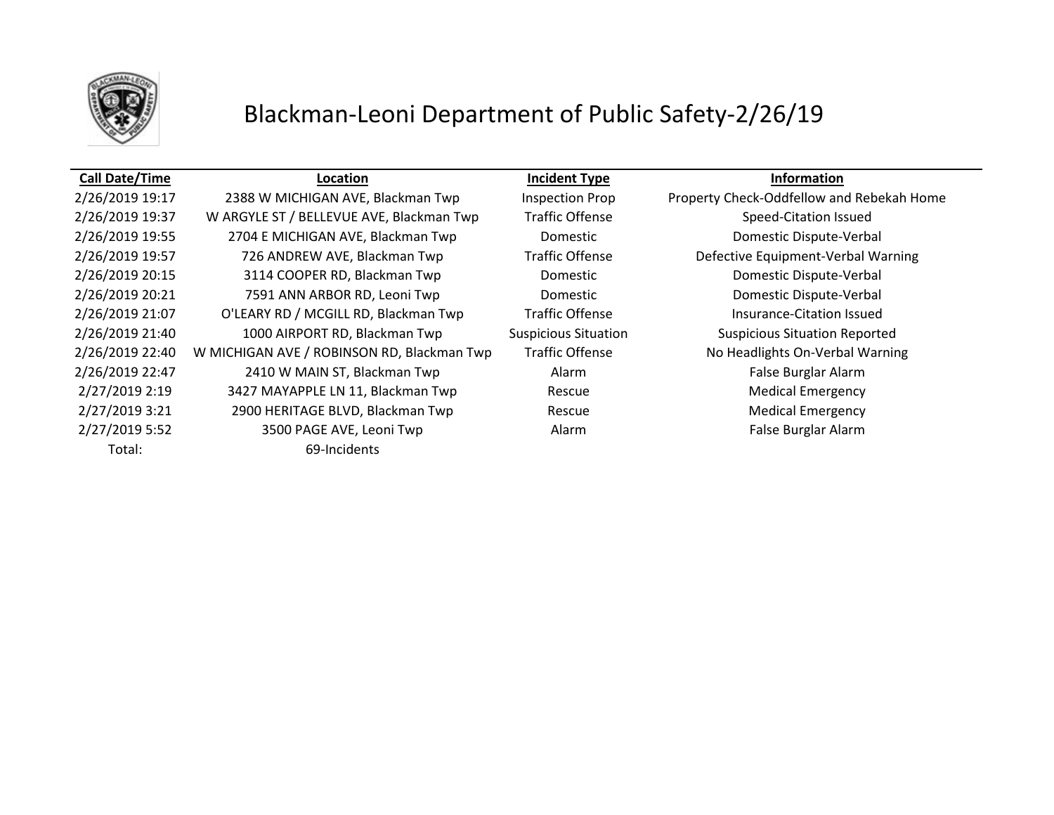# Blackman-Leoni Department of Public Safety-2/26/19

| Call Date/Time | Location | Incident Type | Information |
|---|---|---|---|
| 2/26/2019 19:17 | 2388 W MICHIGAN AVE, Blackman Twp | Inspection Prop | Property Check-Oddfellow and Rebekah Home |
| 2/26/2019 19:37 | W ARGYLE ST / BELLEVUE AVE, Blackman Twp | Traffic Offense | Speed-Citation Issued |
| 2/26/2019 19:55 | 2704 E MICHIGAN AVE, Blackman Twp | Domestic | Domestic Dispute-Verbal |
| 2/26/2019 19:57 | 726 ANDREW AVE, Blackman Twp | Traffic Offense | Defective Equipment-Verbal Warning |
| 2/26/2019 20:15 | 3114 COOPER RD, Blackman Twp | Domestic | Domestic Dispute-Verbal |
| 2/26/2019 20:21 | 7591 ANN ARBOR RD, Leoni Twp | Domestic | Domestic Dispute-Verbal |
| 2/26/2019 21:07 | O'LEARY RD / MCGILL RD, Blackman Twp | Traffic Offense | Insurance-Citation Issued |
| 2/26/2019 21:40 | 1000 AIRPORT RD, Blackman Twp | Suspicious Situation | Suspicious Situation Reported |
| 2/26/2019 22:40 | W MICHIGAN AVE / ROBINSON RD, Blackman Twp | Traffic Offense | No Headlights On-Verbal Warning |
| 2/26/2019 22:47 | 2410 W MAIN ST, Blackman Twp | Alarm | False Burglar Alarm |
| 2/27/2019 2:19 | 3427 MAYAPPLE LN 11, Blackman Twp | Rescue | Medical Emergency |
| 2/27/2019 3:21 | 2900 HERITAGE BLVD, Blackman Twp | Rescue | Medical Emergency |
| 2/27/2019 5:52 | 3500 PAGE AVE, Leoni Twp | Alarm | False Burglar Alarm |
| Total: | 69-Incidents | | |